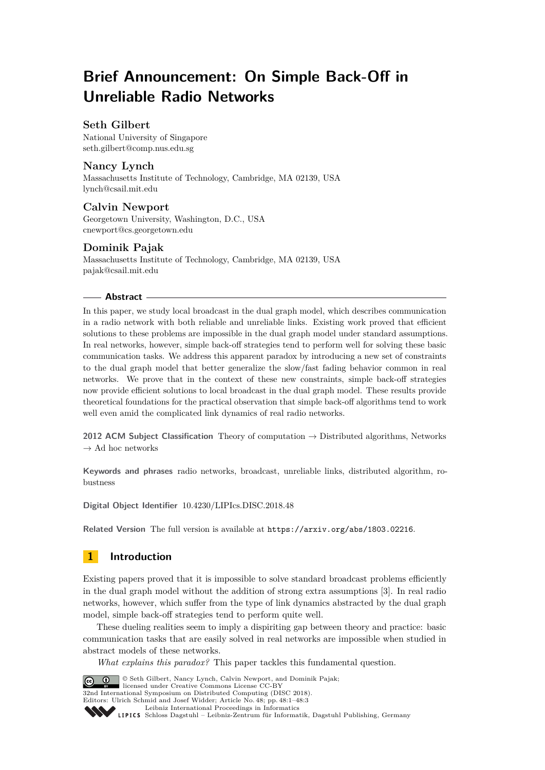# Brief Announcement: On Simple Back-Off in Unreliable Radio Networks

**Seth Gilbert**
National University of Singapore
seth.gilbert@comp.nus.edu.sg

**Nancy Lynch**
Massachusetts Institute of Technology, Cambridge, MA 02139, USA
lynch@csail.mit.edu

**Calvin Newport**
Georgetown University, Washington, D.C., USA
cnewport@cs.georgetown.edu

**Dominik Pajak**
Massachusetts Institute of Technology, Cambridge, MA 02139, USA
pajak@csail.mit.edu

## Abstract

In this paper, we study local broadcast in the dual graph model, which describes communication in a radio network with both reliable and unreliable links. Existing work proved that efficient solutions to these problems are impossible in the dual graph model under standard assumptions. In real networks, however, simple back-off strategies tend to perform well for solving these basic communication tasks. We address this apparent paradox by introducing a new set of constraints to the dual graph model that better generalize the slow/fast fading behavior common in real networks. We prove that in the context of these new constraints, simple back-off strategies now provide efficient solutions to local broadcast in the dual graph model. These results provide theoretical foundations for the practical observation that simple back-off algorithms tend to work well even amid the complicated link dynamics of real radio networks.

**2012 ACM Subject Classification** Theory of computation → Distributed algorithms, Networks → Ad hoc networks

**Keywords and phrases** radio networks, broadcast, unreliable links, distributed algorithm, robustness

**Digital Object Identifier** 10.4230/LIPIcs.DISC.2018.48

**Related Version** The full version is available at https://arxiv.org/abs/1803.02216.

## 1 Introduction

Existing papers proved that it is impossible to solve standard broadcast problems efficiently in the dual graph model without the addition of strong extra assumptions [3]. In real radio networks, however, which suffer from the type of link dynamics abstracted by the dual graph model, simple back-off strategies tend to perform quite well.

These dueling realities seem to imply a dispiriting gap between theory and practice: basic communication tasks that are easily solved in real networks are impossible when studied in abstract models of these networks.

*What explains this paradox?* This paper tackles this fundamental question.

© Seth Gilbert, Nancy Lynch, Calvin Newport, and Dominik Pajak;
licensed under Creative Commons License CC-BY
32nd International Symposium on Distributed Computing (DISC 2018).
Editors: Ulrich Schmid and Josef Widder; Article No. 48; pp. 48:1–48:3
Leibniz International Proceedings in Informatics
Schloss Dagstuhl – Leibniz-Zentrum für Informatik, Dagstuhl Publishing, Germany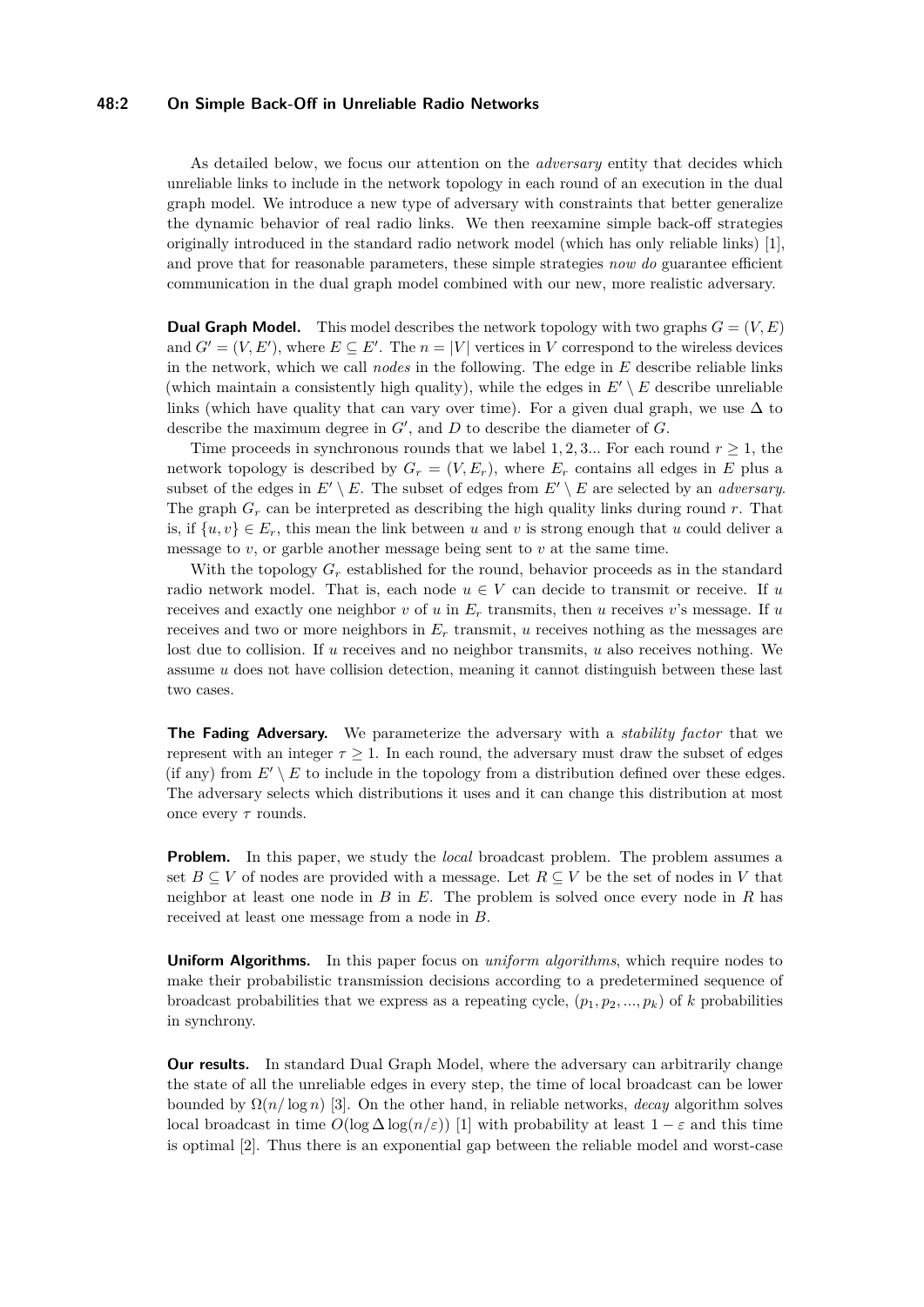As detailed below, we focus our attention on the *adversary* entity that decides which unreliable links to include in the network topology in each round of an execution in the dual graph model. We introduce a new type of adversary with constraints that better generalize the dynamic behavior of real radio links. We then reexamine simple back-off strategies originally introduced in the standard radio network model (which has only reliable links) [1], and prove that for reasonable parameters, these simple strategies *now do* guarantee efficient communication in the dual graph model combined with our new, more realistic adversary.

**Dual Graph Model.** This model describes the network topology with two graphs $G = (V, E)$ and $G' = (V, E')$, where $E \subseteq E'$. The $n = |V|$ vertices in $V$ correspond to the wireless devices in the network, which we call *nodes* in the following. The edge in $E$ describe reliable links (which maintain a consistently high quality), while the edges in $E' \setminus E$ describe unreliable links (which have quality that can vary over time). For a given dual graph, we use $\Delta$ to describe the maximum degree in $G'$, and $D$ to describe the diameter of $G$.

Time proceeds in synchronous rounds that we label $1, 2, 3...$ For each round $r \geq 1$, the network topology is described by $G_r = (V, E_r)$, where $E_r$ contains all edges in $E$ plus a subset of the edges in $E' \setminus E$. The subset of edges from $E' \setminus E$ are selected by an *adversary*. The graph $G_r$ can be interpreted as describing the high quality links during round $r$. That is, if $\{u, v\} \in E_r$, this mean the link between $u$ and $v$ is strong enough that $u$ could deliver a message to $v$, or garble another message being sent to $v$ at the same time.

With the topology $G_r$ established for the round, behavior proceeds as in the standard radio network model. That is, each node $u \in V$ can decide to transmit or receive. If $u$ receives and exactly one neighbor $v$ of $u$ in $E_r$ transmits, then $u$ receives $v$'s message. If $u$ receives and two or more neighbors in $E_r$ transmit, $u$ receives nothing as the messages are lost due to collision. If $u$ receives and no neighbor transmits, $u$ also receives nothing. We assume $u$ does not have collision detection, meaning it cannot distinguish between these last two cases.

**The Fading Adversary.** We parameterize the adversary with a *stability factor* that we represent with an integer $\tau \geq 1$. In each round, the adversary must draw the subset of edges (if any) from $E' \setminus E$ to include in the topology from a distribution defined over these edges. The adversary selects which distributions it uses and it can change this distribution at most once every $\tau$ rounds.

**Problem.** In this paper, we study the *local* broadcast problem. The problem assumes a set $B \subseteq V$ of nodes are provided with a message. Let $R \subseteq V$ be the set of nodes in $V$ that neighbor at least one node in $B$ in $E$. The problem is solved once every node in $R$ has received at least one message from a node in $B$.

**Uniform Algorithms.** In this paper focus on *uniform algorithms*, which require nodes to make their probabilistic transmission decisions according to a predetermined sequence of broadcast probabilities that we express as a repeating cycle, $(p_1, p_2, ..., p_k)$ of $k$ probabilities in synchrony.

**Our results.** In standard Dual Graph Model, where the adversary can arbitrarily change the state of all the unreliable edges in every step, the time of local broadcast can be lower bounded by $\Omega(n/\log n)$ [3]. On the other hand, in reliable networks, *decay* algorithm solves local broadcast in time $O(\log \Delta \log(n/\varepsilon))$ [1] with probability at least $1 - \varepsilon$ and this time is optimal [2]. Thus there is an exponential gap between the reliable model and worst-case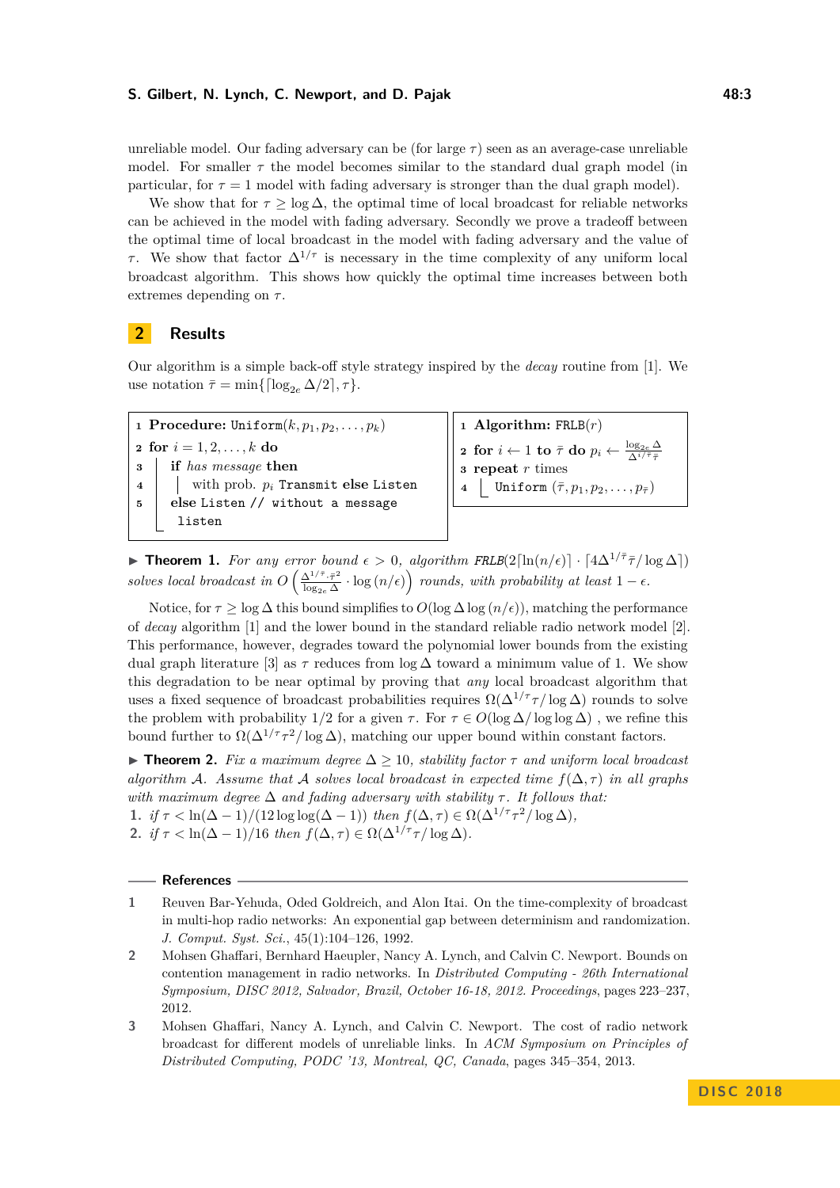unreliable model. Our fading adversary can be (for large $\tau$) seen as an average-case unreliable model. For smaller $\tau$ the model becomes similar to the standard dual graph model (in particular, for $\tau = 1$ model with fading adversary is stronger than the dual graph model).

We show that for $\tau \geq \log \Delta$, the optimal time of local broadcast for reliable networks can be achieved in the model with fading adversary. Secondly we prove a tradeoff between the optimal time of local broadcast in the model with fading adversary and the value of $\tau$. We show that factor $\Delta^{1/\tau}$ is necessary in the time complexity of any uniform local broadcast algorithm. This shows how quickly the optimal time increases between both extremes depending on $\tau$.

## 2 Results

Our algorithm is a simple back-off style strategy inspired by the *decay* routine from [1]. We use notation $\bar{\tau} = \min\{\lceil \log_{2e} \Delta/2 \rceil, \tau\}$.

```
1 Procedure: Uniform(k, p_1, p_2, ..., p_k)
2 for i = 1, 2, ..., k do
3     if has message then
4         with prob. p_i Transmit else Listen
5     else Listen // without a message listen
```

```
1 Algorithm: FRLB(r)
2 for i ← 1 to τ̄ do p_i ← log_{2e} Δ / (Δ^{i/τ̄} τ̄)
3 repeat r times
4     Uniform (τ̄, p_1, p_2, ..., p_τ̄)
```

▶ **Theorem 1.** *For any error bound $\epsilon > 0$, algorithm FRLB$(2\lceil \ln(n/\epsilon) \rceil \cdot \lceil 4\Delta^{1/\bar{\tau}} \bar{\tau} / \log \Delta \rceil)$ solves local broadcast in $O\left(\frac{\Delta^{1/\bar{\tau}} \cdot \bar{\tau}^2}{\log_{2e} \Delta} \cdot \log(n/\epsilon)\right)$ rounds, with probability at least $1 - \epsilon$.*

Notice, for $\tau \geq \log \Delta$ this bound simplifies to $O(\log \Delta \log(n/\epsilon))$, matching the performance of *decay* algorithm [1] and the lower bound in the standard reliable radio network model [2]. This performance, however, degrades toward the polynomial lower bounds from the existing dual graph literature [3] as $\tau$ reduces from $\log \Delta$ toward a minimum value of 1. We show this degradation to be near optimal by proving that *any* local broadcast algorithm that uses a fixed sequence of broadcast probabilities requires $\Omega(\Delta^{1/\tau} \tau / \log \Delta)$ rounds to solve the problem with probability 1/2 for a given $\tau$. For $\tau \in O(\log \Delta / \log \log \Delta)$ , we refine this bound further to $\Omega(\Delta^{1/\tau} \tau^2 / \log \Delta)$, matching our upper bound within constant factors.

▶ **Theorem 2.** *Fix a maximum degree $\Delta \geq 10$, stability factor $\tau$ and uniform local broadcast algorithm $\mathcal{A}$. Assume that $\mathcal{A}$ solves local broadcast in expected time $f(\Delta, \tau)$ in all graphs with maximum degree $\Delta$ and fading adversary with stability $\tau$. It follows that:*

1. *if $\tau < \ln(\Delta - 1)/(12 \log \log(\Delta - 1))$ then $f(\Delta, \tau) \in \Omega(\Delta^{1/\tau} \tau^2 / \log \Delta)$,*
2. *if $\tau < \ln(\Delta - 1)/16$ then $f(\Delta, \tau) \in \Omega(\Delta^{1/\tau} \tau / \log \Delta)$.*

## References

1. Reuven Bar-Yehuda, Oded Goldreich, and Alon Itai. On the time-complexity of broadcast in multi-hop radio networks: An exponential gap between determinism and randomization. *J. Comput. Syst. Sci.*, 45(1):104–126, 1992.
2. Mohsen Ghaffari, Bernhard Haeupler, Nancy A. Lynch, and Calvin C. Newport. Bounds on contention management in radio networks. In *Distributed Computing - 26th International Symposium, DISC 2012, Salvador, Brazil, October 16-18, 2012. Proceedings*, pages 223–237, 2012.
3. Mohsen Ghaffari, Nancy A. Lynch, and Calvin C. Newport. The cost of radio network broadcast for different models of unreliable links. In *ACM Symposium on Principles of Distributed Computing, PODC '13, Montreal, QC, Canada*, pages 345–354, 2013.